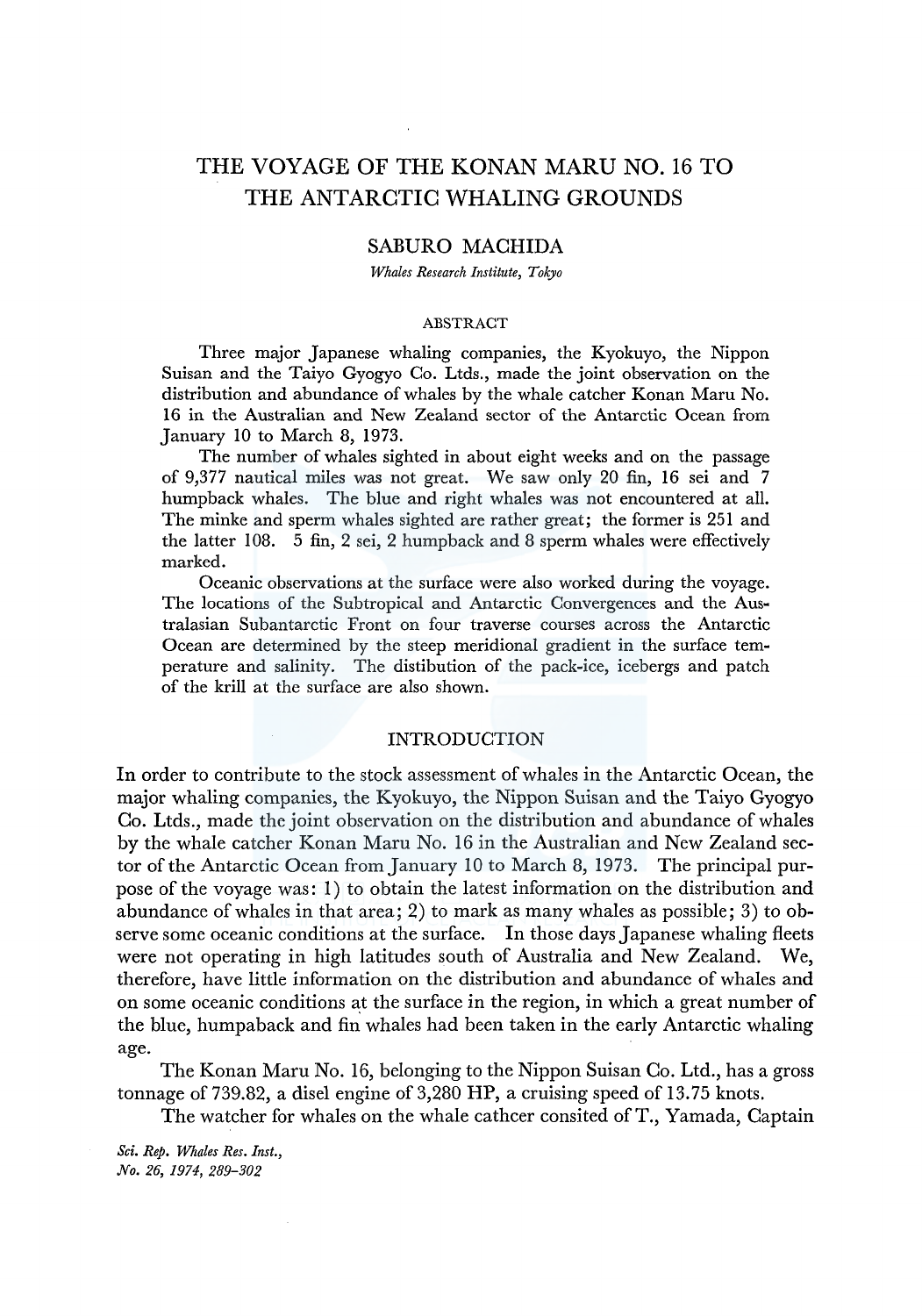# THE VOYAGE OF THE KONAN MARU NO. 16 TO THE ANTARCTIC WHALING GROUNDS

## SABURO MACHIDA

*Whales Research Institute, Tokyo*

### ABSTRACT

Three major Japanese whaling companies, the Kyokuyo, the Nippon Suisan and the Taiyo Gyogyo Co. Ltds., made the joint observation on the distribution and abundance of whales by the whale catcher Konan Maru No. 16 in the Australian and New Zealand sector of the Antarctic Ocean from January 10 to March 8, 1973.

The number of whales sighted in about eight weeks and on the passage of 9,377 nautical miles was not great. We saw only 20 fin, 16 sei and 7 humpback whales. The blue and right whales was not encountered at all. The minke and sperm whales sighted are rather great; the former is 251 and the latter 108. 5 fin, 2 sei, 2 humpback and 8 sperm whales were effectively marked.

Oceanic observations at the surface were also worked during the voyage. The locations of the Subtropical and Antarctic Convergences and the Australasian Subantarctic Front on four traverse courses across the Antarctic Ocean are determined by the steep meridional gradient in the surface temperature and salinity. The distibution of the pack-ice, icebergs and patch of the krill at the surface are also shown.

## INTRODUCTION

In order to contribute to the stock assessment of whales in the Antarctic Ocean, the major whaling companies, the Kyokuyo, the Nippon Suisan and the Taiyo Gyogyo Co. Ltds., made the joint observation on the distribution and abundance of whales by the whale catcher Konan Maru No. 16 in the Australian and New Zealand sector of the Antarctic Ocean from January 10 to March 8, 1973. The principal purpose of the voyage was: 1) to obtain the latest information on the distribution and abundance of whales in that area; 2) to mark as many whales as possible; 3) to observe some oceanic conditions at the surface. In those days Japanese whaling fleets were not operating in high latitudes south of Australia and New Zealand. We, therefore, have little information on the distribution and abundance of whales and on some oceanic conditions at the surface in the region, in which a great number of the blue, humpaback and fin whales had been taken in the early Antarctic whaling age.

The Konan Maru No. 16, belonging to the Nippon Suisan Co. Ltd., has a gross tonnage of 739.82, a disel engine of 3,280 HP, a cruising speed of 13.75 knots.

The watcher for whales on the whale cathcer consited of T., Yamada, Captain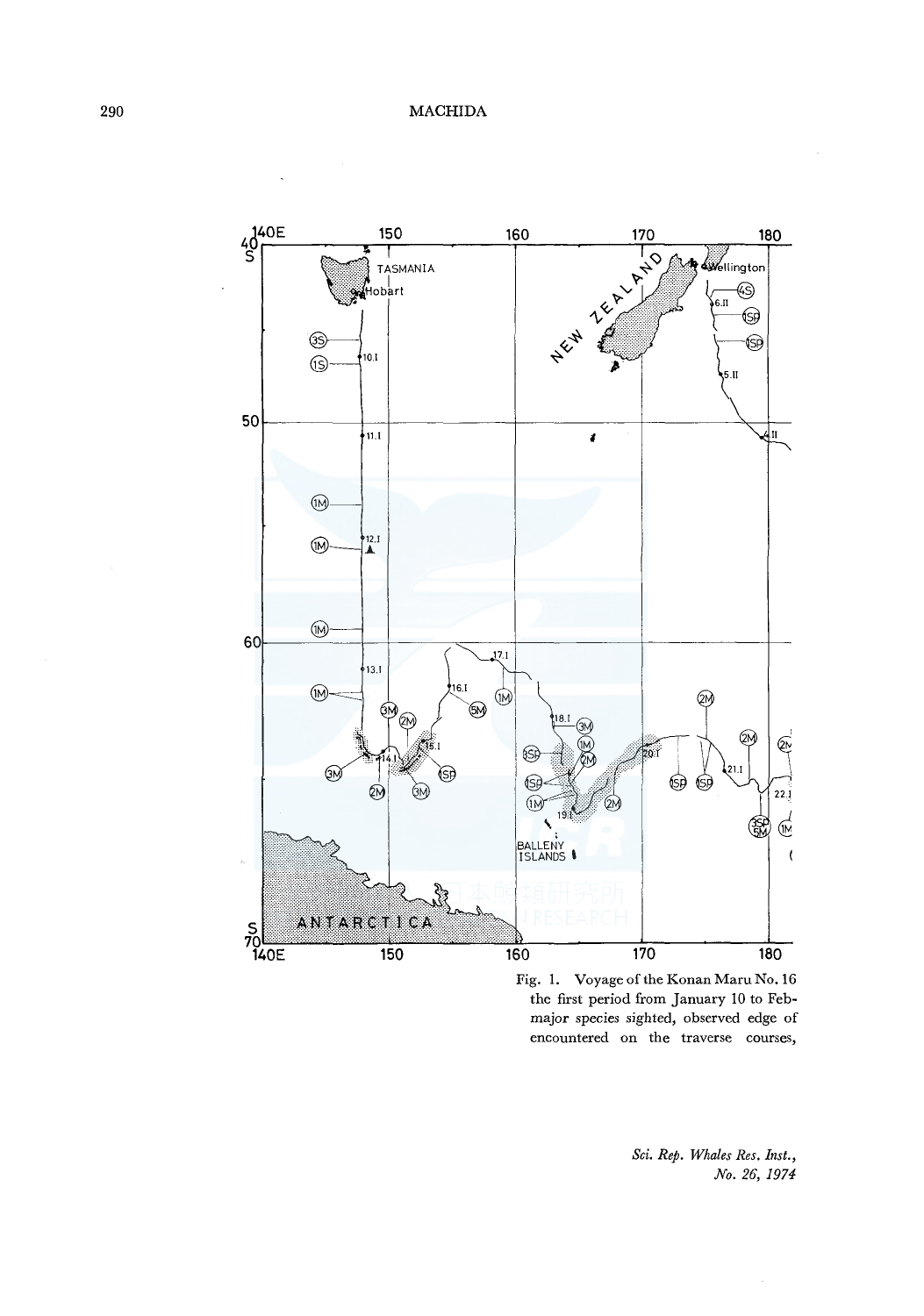Fig. 1. Voyage of the Konan Maru No. 16
the first period from January 10 to Feb-
major species sighted, observed edge of
encountered on the traverse courses,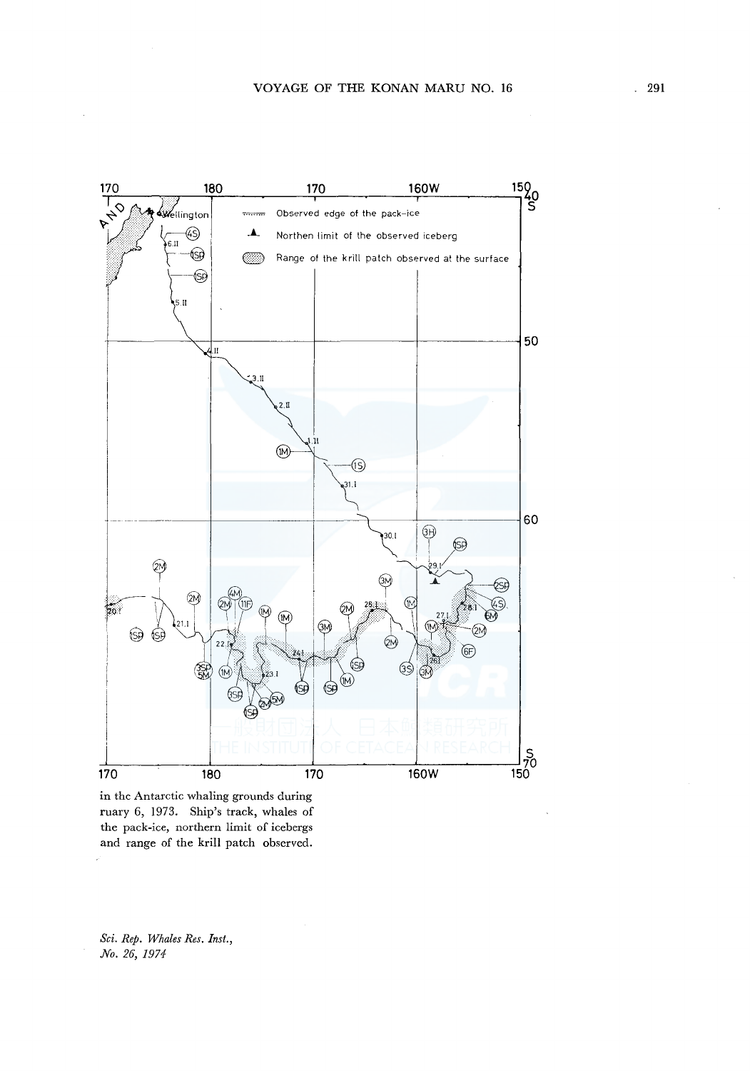in the Antarctic whaling grounds during ruary 6, 1973. Ship's track, whales of the pack-ice, northern limit of icebergs and range of the krill patch observed.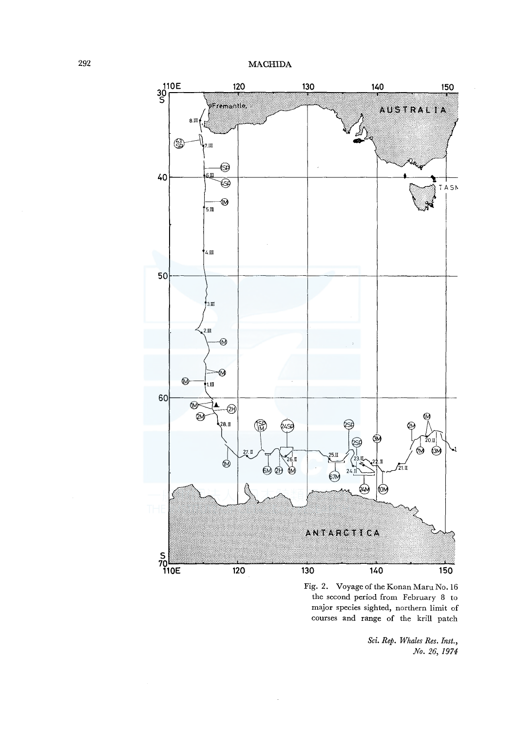Fig. 2. Voyage of the Konan Maru No. 16 the second period from February 8 to major species sighted, northern limit of courses and range of the krill patch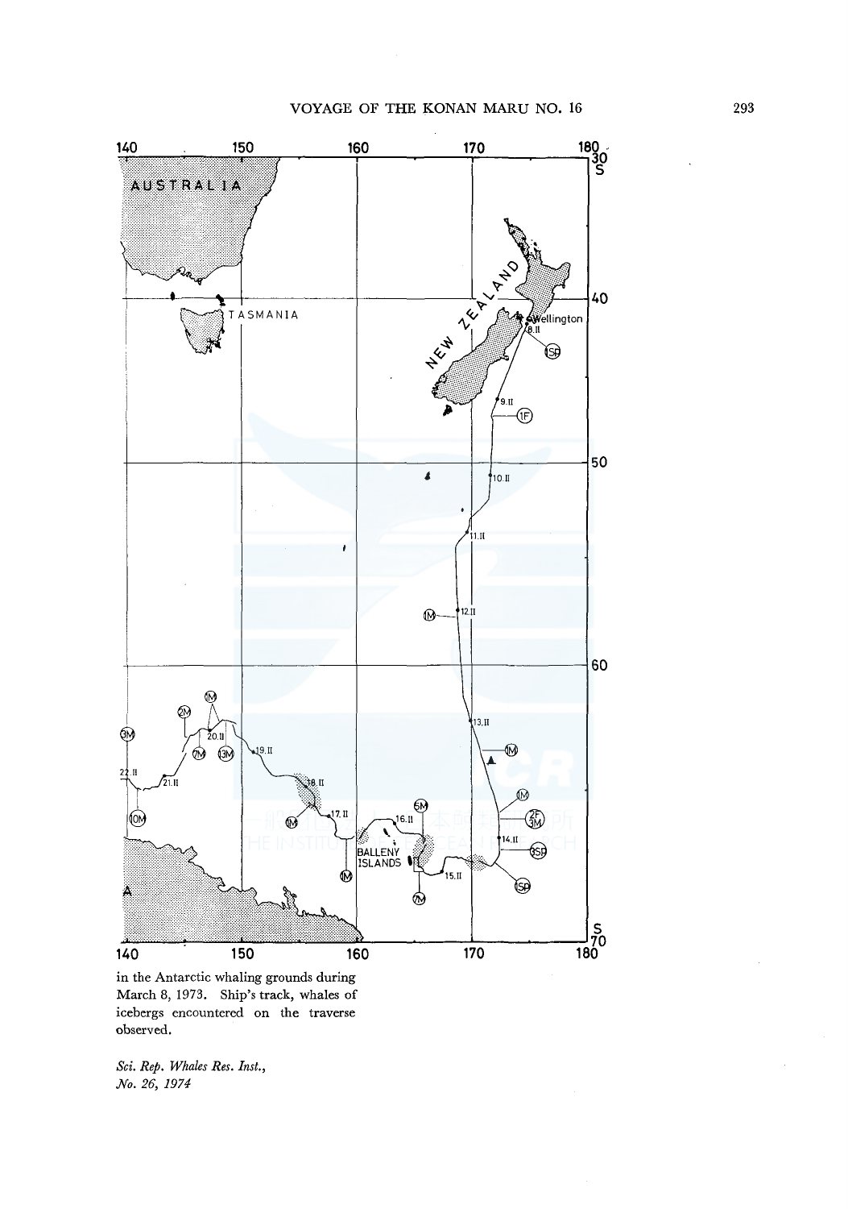in the Antarctic whaling grounds during March 8, 1973. Ship's track, whales of icebergs encountered on the traverse observed.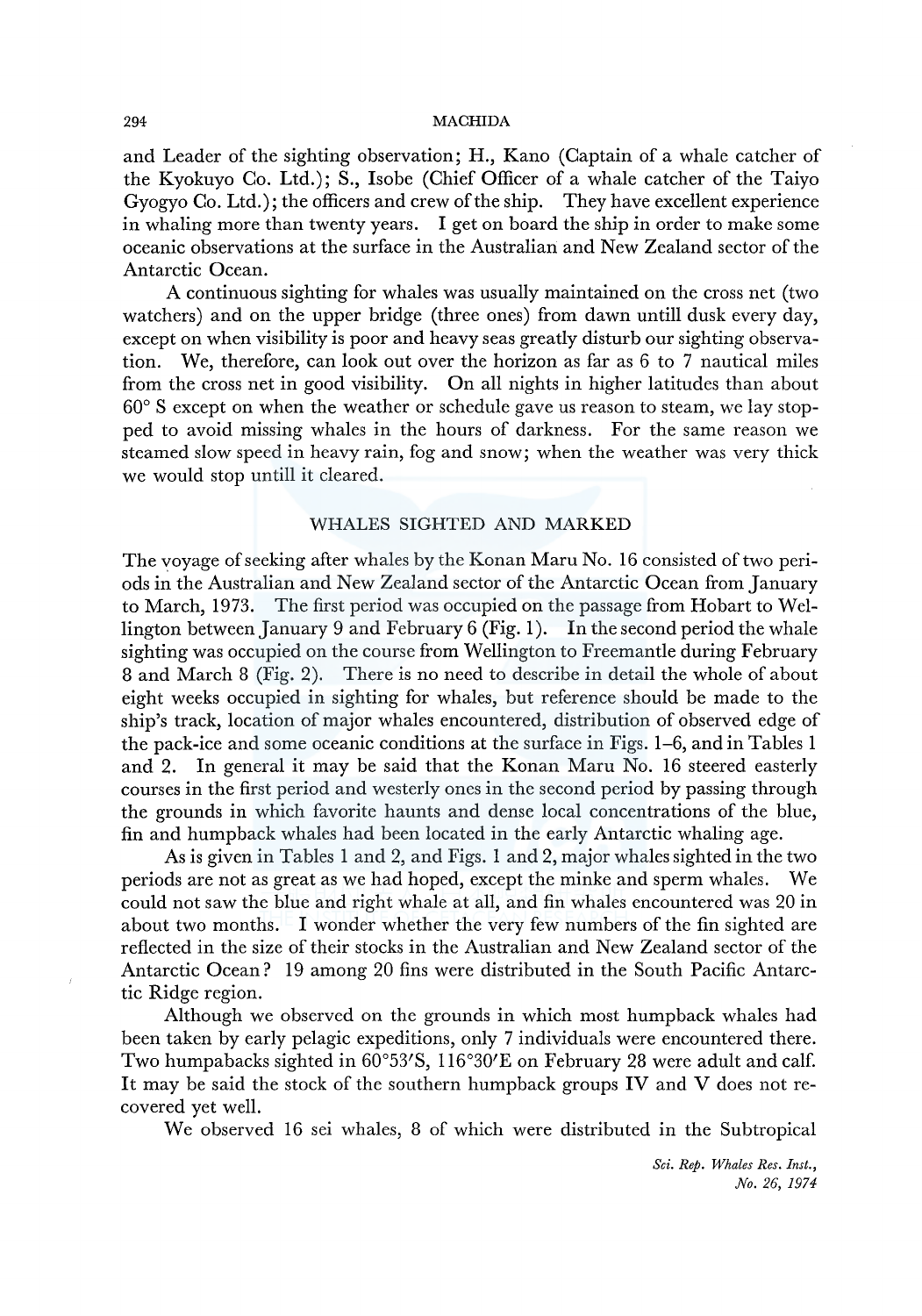and Leader of the sighting observation; H., Kano (Captain of a whale catcher of the Kyokuyo Co. Ltd.); S., Isobe (Chief Officer of a whale catcher of the Taiyo Gyogyo Co. Ltd.); the officers and crew of the ship. They have excellent experience in whaling more than twenty years. I get on board the ship in order to make some oceanic observations at the surface in the Australian and New Zealand sector of the Antarctic Ocean.

A continuous sighting for whales was usually maintained on the cross net (two watchers) and on the upper bridge (three ones) from dawn untill dusk every day, except on when visibility is poor and heavy seas greatly disturb our sighting observation. We, therefore, can look out over the horizon as far as 6 to 7 nautical miles from the cross net in good visibility. On all nights in higher latitudes than about 60° S except on when the weather or schedule gave us reason to steam, we lay stopped to avoid missing whales in the hours of darkness. For the same reason we steamed slow speed in heavy rain, fog and snow; when the weather was very thick we would stop untill it cleared.

## WHALES SIGHTED AND MARKED

The voyage of seeking after whales by the Konan Maru No. 16 consisted of two periods in the Australian and New Zealand sector of the Antarctic Ocean from January to March, 1973. The first period was occupied on the passage from Hobart to Wellington between January 9 and February 6 (Fig. 1). In the second period the whale sighting was occupied on the course from Wellington to Freemantle during February 8 and March 8 (Fig. 2). There is no need to describe in detail the whole of about eight weeks occupied in sighting for whales, but reference should be made to the ship's track, location of major whales encountered, distribution of observed edge of the pack-ice and some oceanic conditions at the surface in Figs. 1–6, and in Tables 1 and 2. In general it may be said that the Konan Maru No. 16 steered easterly courses in the first period and westerly ones in the second period by passing through the grounds in which favorite haunts and dense local concentrations of the blue, fin and humpback whales had been located in the early Antarctic whaling age.

As is given in Tables 1 and 2, and Figs. 1 and 2, major whales sighted in the two periods are not as great as we had hoped, except the minke and sperm whales. We could not saw the blue and right whale at all, and fin whales encountered was 20 in about two months. I wonder whether the very few numbers of the fin sighted are reflected in the size of their stocks in the Australian and New Zealand sector of the Antarctic Ocean? 19 among 20 fins were distributed in the South Pacific Antarctic Ridge region.

Although we observed on the grounds in which most humpback whales had been taken by early pelagic expeditions, only 7 individuals were encountered there. Two humpabacks sighted in 60°53′S, 116°30′E on February 28 were adult and calf. It may be said the stock of the southern humpback groups IV and V does not recovered yet well.

We observed 16 sei whales, 8 of which were distributed in the Subtropical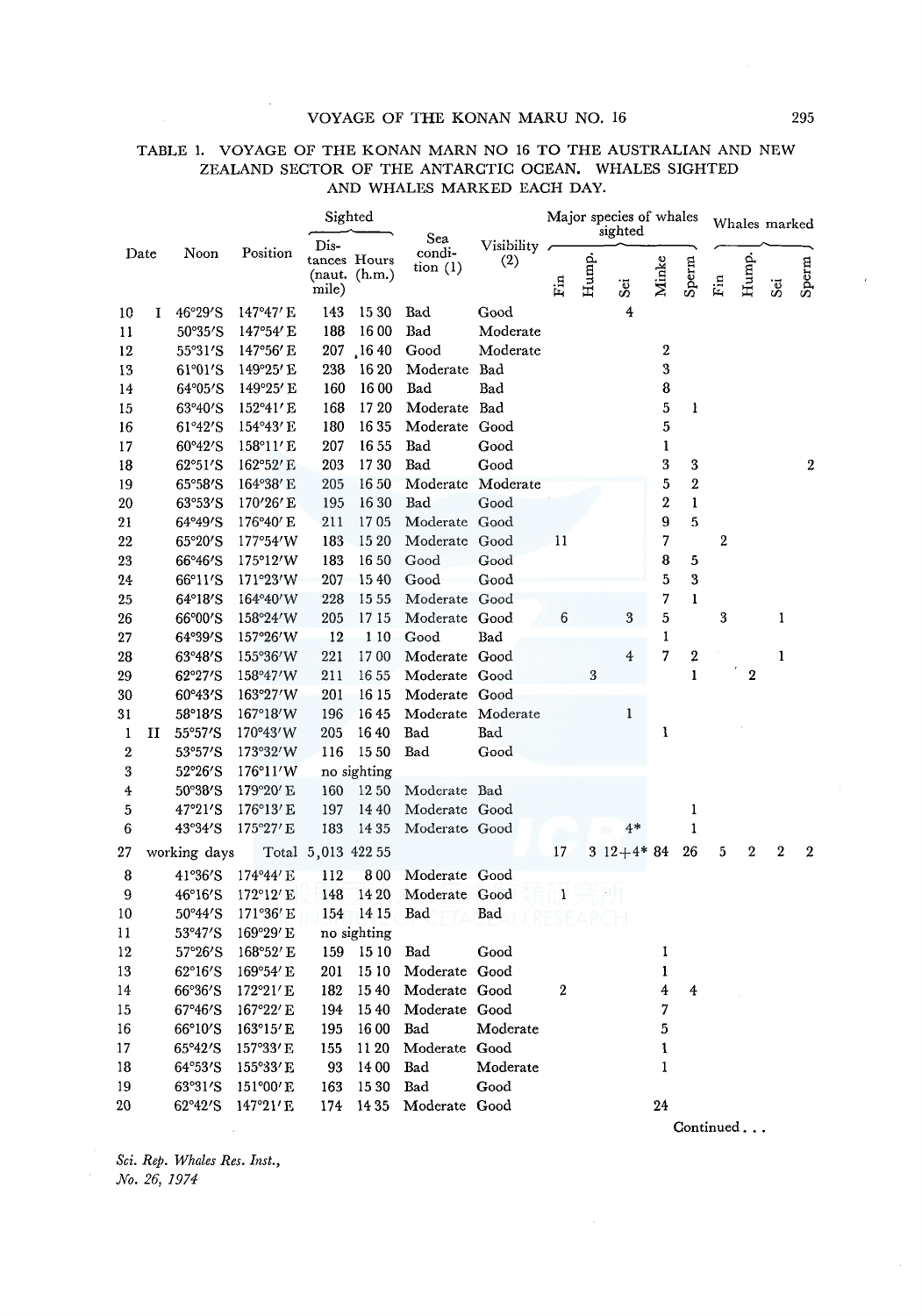TABLE 1. VOYAGE OF THE KONAN MARN NO 16 TO THE AUSTRALIAN AND NEW ZEALAND SECTOR OF THE ANTARCTIC OCEAN. WHALES SIGHTED AND WHALES MARKED EACH DAY.

| Date | Noon | Position | Sighted | | Sea condition (1) | Visibility (2) | Major species of whales sighted | | | | | Whales marked | | | |
|---|---|---|---|---|---|---|---|---|---|---|---|---|---|---|---|
| | | | Distances (naut. mile) | Hours (h.m.) | | | Fin | Hump. | Sei | Minke | Sperm | Fin | Hump. | Sei | Sperm |
| 10 I | 46°29'S | 147°47'E | 143 | 15 30 | Bad | Good | | | 4 | | | | | | |
| 11 | 50°35'S | 147°54'E | 188 | 16 00 | Bad | Moderate | | | | | | | | | |
| 12 | 55°31'S | 147°56'E | 207 | 16 40 | Good | Moderate | | | | 2 | | | | | |
| 13 | 61°01'S | 149°25'E | 238 | 16 20 | Moderate | Bad | | | | 3 | | | | | |
| 14 | 64°05'S | 149°25'E | 160 | 16 00 | Bad | Bad | | | | 8 | | | | | |
| 15 | 63°40'S | 152°41'E | 168 | 17 20 | Moderate | Bad | | | | 5 | 1 | | | | |
| 16 | 61°42'S | 154°43'E | 180 | 16 35 | Moderate | Good | | | | 5 | | | | | |
| 17 | 60°42'S | 158°11'E | 207 | 16 55 | Bad | Good | | | | 1 | | | | | |
| 18 | 62°51'S | 162°52'E | 203 | 17 30 | Bad | Good | | | | 3 | 3 | | | | 2 |
| 19 | 65°58'S | 164°38'E | 205 | 16 50 | Moderate | Moderate | | | | 5 | 2 | | | | |
| 20 | 63°53'S | 170'26'E | 195 | 16 30 | Bad | Good | | | | 2 | 1 | | | | |
| 21 | 64°49'S | 176°40'E | 211 | 17 05 | Moderate | Good | | | | 9 | 5 | | | | |
| 22 | 65°20'S | 177°54'W | 183 | 15 20 | Moderate | Good | 11 | | | 7 | | 2 | | | |
| 23 | 66°46'S | 175°12'W | 183 | 16 50 | Good | Good | | | | 8 | 5 | | | | |
| 24 | 66°11'S | 171°23'W | 207 | 15 40 | Good | Good | | | | 5 | 3 | | | | |
| 25 | 64°18'S | 164°40'W | 228 | 15 55 | Moderate | Good | | | | 7 | 1 | | | | |
| 26 | 66°00'S | 158°24'W | 205 | 17 15 | Moderate | Good | 6 | | 3 | 5 | | 3 | | 1 | |
| 27 | 64°39'S | 157°26'W | 12 | 1 10 | Good | Bad | | | | 1 | | | | | |
| 28 | 63°48'S | 155°36'W | 221 | 17 00 | Moderate | Good | | | 4 | 7 | 2 | | | 1 | |
| 29 | 62°27'S | 158°47'W | 211 | 16 55 | Moderate | Good | | 3 | | | 1 | | 2 | | |
| 30 | 60°43'S | 163°27'W | 201 | 16 15 | Moderate | Good | | | | | | | | | |
| 31 | 58°18'S | 167°18'W | 196 | 16 45 | Moderate | Moderate | | | 1 | | | | | | |
| 1 II | 55°57'S | 170°43'W | 205 | 16 40 | Bad | Bad | | | | 1 | | | | | |
| 2 | 53°57'S | 173°32'W | 116 | 15 50 | Bad | Good | | | | | | | | | |
| 3 | 52°26'S | 176°11'W | no sighting | | | | | | | | | | | | |
| 4 | 50°38'S | 179°20'E | 160 | 12 50 | Moderate | Bad | | | | | | | | | |
| 5 | 47°21'S | 176°13'E | 197 | 14 40 | Moderate | Good | | | | | 1 | | | | |
| 6 | 43°34'S | 175°27'E | 183 | 14 35 | Moderate | Good | | | 4* | | 1 | | | | |
| 27 | working days | Total | 5,013 | 422 55 | | | 17 | 3 | 12+4* | 84 | 26 | 5 | 2 | 2 | 2 |
| 8 | 41°36'S | 174°44'E | 112 | 8 00 | Moderate | Good | | | | | | | | | |
| 9 | 46°16'S | 172°12'E | 148 | 14 20 | Moderate | Good | 1 | | | | | | | | |
| 10 | 50°44'S | 171°36'E | 154 | 14 15 | Bad | Bad | | | | | | | | | |
| 11 | 53°47'S | 169°29'E | no sighting | | | | | | | | | | | | |
| 12 | 57°26'S | 168°52'E | 159 | 15 10 | Bad | Good | | | | 1 | | | | | |
| 13 | 62°16'S | 169°54'E | 201 | 15 10 | Moderate | Good | | | | 1 | | | | | |
| 14 | 66°36'S | 172°21'E | 182 | 15 40 | Moderate | Good | 2 | | | 4 | 4 | | | | |
| 15 | 67°46'S | 167°22'E | 194 | 15 40 | Moderate | Good | | | | 7 | | | | | |
| 16 | 66°10'S | 163°15'E | 195 | 16 00 | Bad | Moderate | | | | 5 | | | | | |
| 17 | 65°42'S | 157°33'E | 155 | 11 20 | Moderate | Good | | | | 1 | | | | | |
| 18 | 64°53'S | 155°33'E | 93 | 14 00 | Bad | Moderate | | | | 1 | | | | | |
| 19 | 63°31'S | 151°00'E | 163 | 15 30 | Bad | Good | | | | | | | | | |
| 20 | 62°42'S | 147°21'E | 174 | 14 35 | Moderate | Good | | | | 24 | | | | | |

Continued...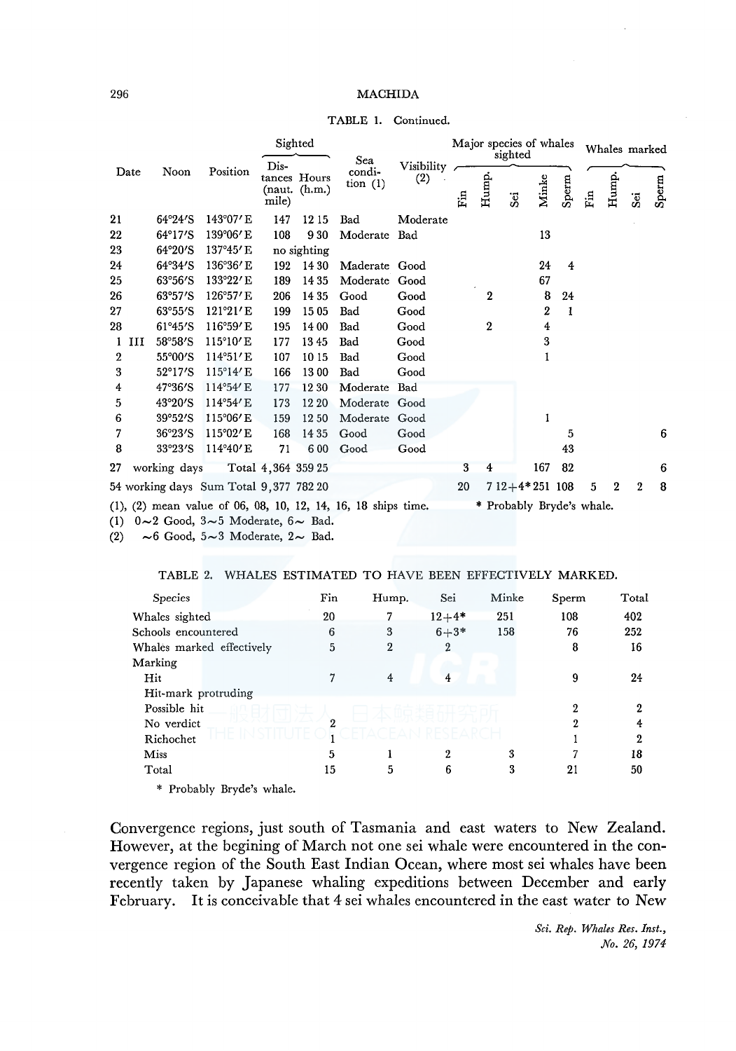TABLE 1. Continued.

| Date | Noon | Position | Sighted | | Sea condition (1) | Visibility (2) | Major species of whales sighted | | | | | Whales marked | | | |
|---|---|---|---|---|---|---|---|---|---|---|---|---|---|---|---|
| | | | Distances (naut. mile) | Hours (h.m.) | | | Fin | Hump. | Sei | Minke | Sperm | Fin | Hump. | Sei | Sperm |
| 21 | 64°24′S | 143°07′E | 147 | 12 15 | Bad | Moderate | | | | | | | | | |
| 22 | 64°17′S | 139°06′E | 108 | 9 30 | Moderate | Bad | | | | 13 | | | | | |
| 23 | 64°20′S | 137°45′E | no sighting | | | | | | | | | | | | |
| 24 | 64°34′S | 136°36′E | 192 | 14 30 | Maderate | Good | | | | 24 | 4 | | | | |
| 25 | 63°56′S | 133°22′E | 189 | 14 35 | Moderate | Good | | | | 67 | | | | | |
| 26 | 63°57′S | 126°57′E | 206 | 14 35 | Good | Good | | 2 | | 8 | 24 | | | | |
| 27 | 63°55′S | 121°21′E | 199 | 15 05 | Bad | Good | | | | 2 | 1 | | | | |
| 28 | 61°45′S | 116°59′E | 195 | 14 00 | Bad | Good | | 2 | | 4 | | | | | |
| 1 III | 58°58′S | 115°10′E | 177 | 13 45 | Bad | Good | | | | 3 | | | | | |
| 2 | 55°00′S | 114°51′E | 107 | 10 15 | Bad | Good | | | | 1 | | | | | |
| 3 | 52°17′S | 115°14′E | 166 | 13 00 | Bad | Good | | | | | | | | | |
| 4 | 47°36′S | 114°54′E | 177 | 12 30 | Moderate | Bad | | | | | | | | | |
| 5 | 43°20′S | 114°54′E | 173 | 12 20 | Moderate | Good | | | | | | | | | |
| 6 | 39°52′S | 115°06′E | 159 | 12 50 | Moderate | Good | | | | 1 | | | | | |
| 7 | 36°23′S | 115°02′E | 168 | 14 35 | Good | Good | | | | | 5 | | | | 6 |
| 8 | 33°23′S | 114°40′E | 71 | 6 00 | Good | Good | | | | | 43 | | | | |
| 27 working days | | Total | 4,364 | 359 25 | | | 3 | 4 | | 167 | 82 | | | | 6 |
| 54 working days | | Sum Total | 9,377 | 782 20 | | | 20 | 7 | 12+4* | 251 | 108 | 5 | 2 | 2 | 8 |

(1), (2) mean value of 06, 08, 10, 12, 14, 16, 18 ships time. * Probably Bryde's whale.
(1) 0~2 Good, 3~5 Moderate, 6~ Bad.
(2) ~6 Good, 5~3 Moderate, 2~ Bad.

TABLE 2. WHALES ESTIMATED TO HAVE BEEN EFFECTIVELY MARKED.

| Species | Fin | Hump. | Sei | Minke | Sperm | Total |
|---|---|---|---|---|---|---|
| Whales sighted | 20 | 7 | 12+4* | 251 | 108 | 402 |
| Schools encountered | 6 | 3 | 6+3* | 158 | 76 | 252 |
| Whales marked effectively | 5 | 2 | 2 | | 8 | 16 |
| Marking | | | | | | |
| Hit | 7 | 4 | 4 | | 9 | 24 |
| Hit-mark protruding | | | | | | |
| Possible hit | | | | | 2 | 2 |
| No verdict | 2 | | | | 2 | 4 |
| Richochet | 1 | | | | 1 | 2 |
| Miss | 5 | 1 | 2 | 3 | 7 | 18 |
| Total | 15 | 5 | 6 | 3 | 21 | 50 |

* Probably Bryde's whale.

Convergence regions, just south of Tasmania and east waters to New Zealand. However, at the begining of March not one sei whale were encountered in the convergence region of the South East Indian Ocean, where most sei whales have been recently taken by Japanese whaling expeditions between December and early February. It is conceivable that 4 sei whales encountered in the east water to New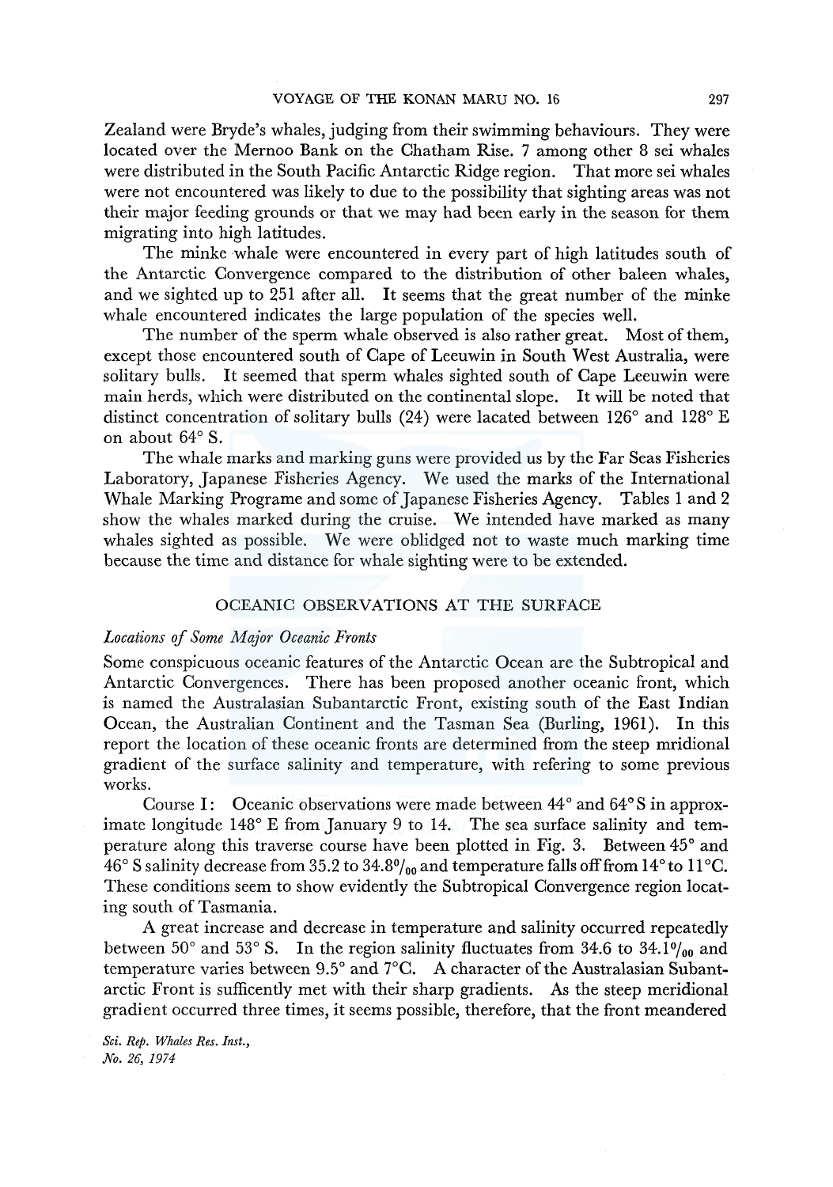Zealand were Bryde's whales, judging from their swimming behaviours. They were located over the Mernoo Bank on the Chatham Rise. 7 among other 8 sei whales were distributed in the South Pacific Antarctic Ridge region. That more sei whales were not encountered was likely to due to the possibility that sighting areas was not their major feeding grounds or that we may had been early in the season for them migrating into high latitudes.

The minke whale were encountered in every part of high latitudes south of the Antarctic Convergence compared to the distribution of other baleen whales, and we sighted up to 251 after all. It seems that the great number of the minke whale encountered indicates the large population of the species well.

The number of the sperm whale observed is also rather great. Most of them, except those encountered south of Cape of Leeuwin in South West Australia, were solitary bulls. It seemed that sperm whales sighted south of Cape Leeuwin were main herds, which were distributed on the continental slope. It will be noted that distinct concentration of solitary bulls (24) were lacated between 126° and 128° E on about 64° S.

The whale marks and marking guns were provided us by the Far Seas Fisheries Laboratory, Japanese Fisheries Agency. We used the marks of the International Whale Marking Programe and some of Japanese Fisheries Agency. Tables 1 and 2 show the whales marked during the cruise. We intended have marked as many whales sighted as possible. We were oblidged not to waste much marking time because the time and distance for whale sighting were to be extended.

## OCEANIC OBSERVATIONS AT THE SURFACE

### *Locations of Some Major Oceanic Fronts*

Some conspicuous oceanic features of the Antarctic Ocean are the Subtropical and Antarctic Convergences. There has been proposed another oceanic front, which is named the Australasian Subantarctic Front, existing south of the East Indian Ocean, the Australian Continent and the Tasman Sea (Burling, 1961). In this report the location of these oceanic fronts are determined from the steep mridional gradient of the surface salinity and temperature, with refering to some previous works.

Course I: Oceanic observations were made between 44° and 64° S in approximate longitude 148° E from January 9 to 14. The sea surface salinity and temperature along this traverse course have been plotted in Fig. 3. Between 45° and 46° S salinity decrease from 35.2 to 34.8‰ and temperature falls off from 14° to 11°C. These conditions seem to show evidently the Subtropical Convergence region locating south of Tasmania.

A great increase and decrease in temperature and salinity occurred repeatedly between 50° and 53° S. In the region salinity fluctuates from 34.6 to 34.1‰ and temperature varies between 9.5° and 7°C. A character of the Australasian Subantarctic Front is sufficently met with their sharp gradients. As the steep meridional gradient occurred three times, it seems possible, therefore, that the front meandered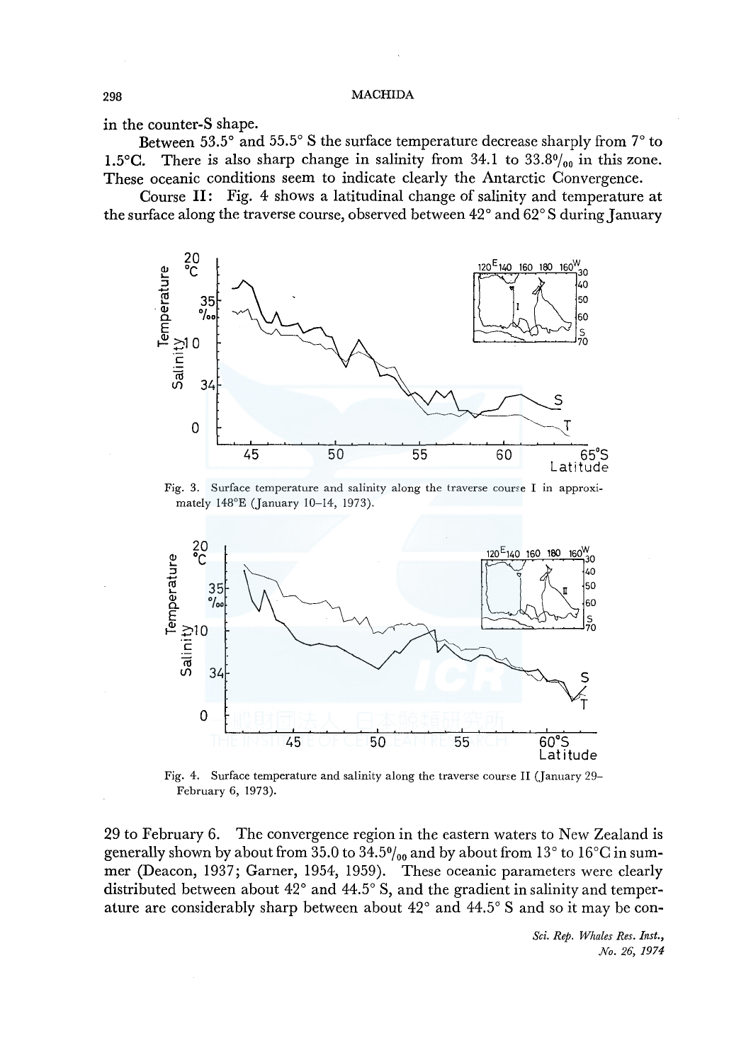in the counter-S shape.

Between 53.5° and 55.5° S the surface temperature decrease sharply from 7° to 1.5°C. There is also sharp change in salinity from 34.1 to 33.8‰ in this zone. These oceanic conditions seem to indicate clearly the Antarctic Convergence.

Course II: Fig. 4 shows a latitudinal change of salinity and temperature at the surface along the traverse course, observed between 42° and 62° S during January

Fig. 3. Surface temperature and salinity along the traverse course I in approximately 148°E (January 10–14, 1973).

Fig. 4. Surface temperature and salinity along the traverse course II (January 29–February 6, 1973).

29 to February 6. The convergence region in the eastern waters to New Zealand is generally shown by about from 35.0 to 34.5‰ and by about from 13° to 16°C in summer (Deacon, 1937; Garner, 1954, 1959). These oceanic parameters were clearly distributed between about 42° and 44.5° S, and the gradient in salinity and temperature are considerably sharp between about 42° and 44.5° S and so it may be con-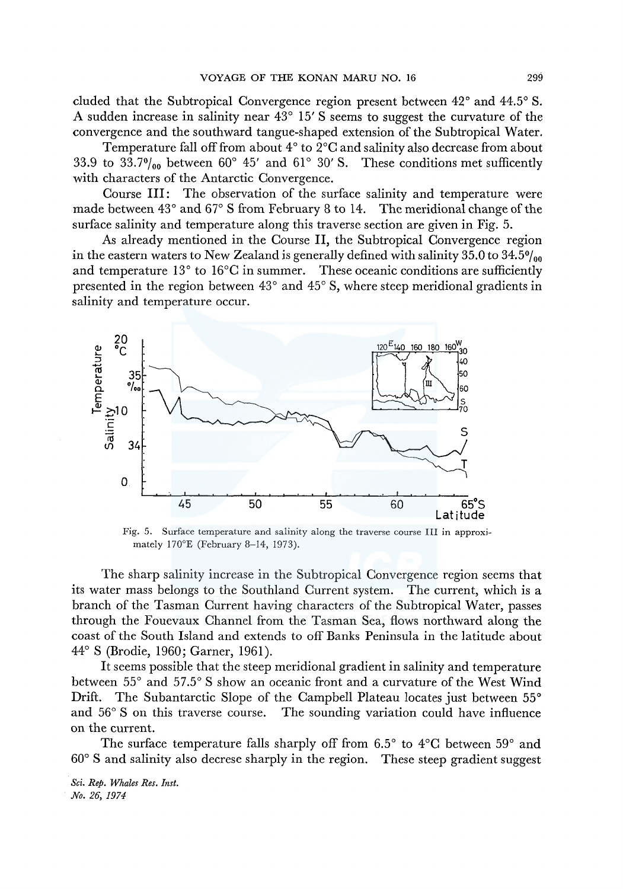cluded that the Subtropical Convergence region present between 42° and 44.5° S. A sudden increase in salinity near 43° 15′ S seems to suggest the curvature of the convergence and the southward tangue-shaped extension of the Subtropical Water.

Temperature fall off from about 4° to 2°C and salinity also decrease from about 33.9 to 33.7‰ between 60° 45′ and 61° 30′ S. These conditions met sufficently with characters of the Antarctic Convergence.

Course III: The observation of the surface salinity and temperature were made between 43° and 67° S from February 8 to 14. The meridional change of the surface salinity and temperature along this traverse section are given in Fig. 5.

As already mentioned in the Course II, the Subtropical Convergence region in the eastern waters to New Zealand is generally defined with salinity 35.0 to 34.5‰ and temperature 13° to 16°C in summer. These oceanic conditions are sufficiently presented in the region between 43° and 45° S, where steep meridional gradients in salinity and temperature occur.

Fig. 5. Surface temperature and salinity along the traverse course III in approximately 170°E (February 8–14, 1973).

The sharp salinity increase in the Subtropical Convergence region seems that its water mass belongs to the Southland Current system. The current, which is a branch of the Tasman Current having characters of the Subtropical Water, passes through the Fouevaux Channel from the Tasman Sea, flows northward along the coast of the South Island and extends to off Banks Peninsula in the latitude about 44° S (Brodie, 1960; Garner, 1961).

It seems possible that the steep meridional gradient in salinity and temperature between 55° and 57.5° S show an oceanic front and a curvature of the West Wind Drift. The Subantarctic Slope of the Campbell Plateau locates just between 55° and 56° S on this traverse course. The sounding variation could have influence on the current.

The surface temperature falls sharply off from 6.5° to 4°C between 59° and 60° S and salinity also decrese sharply in the region. These steep gradient suggest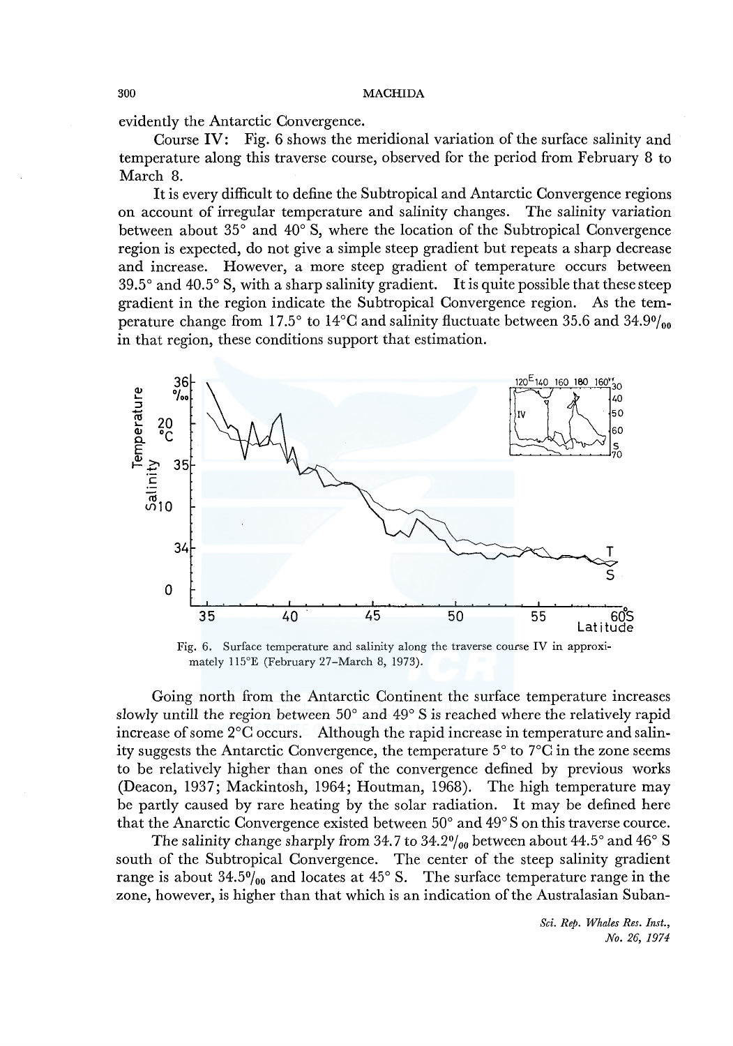evidently the Antarctic Convergence.

Course IV: Fig. 6 shows the meridional variation of the surface salinity and temperature along this traverse course, observed for the period from February 8 to March 8.

It is every difficult to define the Subtropical and Antarctic Convergence regions on account of irregular temperature and salinity changes. The salinity variation between about 35° and 40° S, where the location of the Subtropical Convergence region is expected, do not give a simple steep gradient but repeats a sharp decrease and increase. However, a more steep gradient of temperature occurs between 39.5° and 40.5° S, with a sharp salinity gradient. It is quite possible that these steep gradient in the region indicate the Subtropical Convergence region. As the temperature change from 17.5° to 14°C and salinity fluctuate between 35.6 and 34.9‰ in that region, these conditions support that estimation.

Fig. 6. Surface temperature and salinity along the traverse course IV in approximately 115°E (February 27–March 8, 1973).

Going north from the Antarctic Continent the surface temperature increases slowly untill the region between 50° and 49° S is reached where the relatively rapid increase of some 2°C occurs. Although the rapid increase in temperature and salinity suggests the Antarctic Convergence, the temperature 5° to 7°C in the zone seems to be relatively higher than ones of the convergence defined by previous works (Deacon, 1937; Mackintosh, 1964; Houtman, 1968). The high temperature may be partly caused by rare heating by the solar radiation. It may be defined here that the Anarctic Convergence existed between 50° and 49° S on this traverse cource.

The salinity change sharply from 34.7 to 34.2‰ between about 44.5° and 46° S south of the Subtropical Convergence. The center of the steep salinity gradient range is about 34.5‰ and locates at 45° S. The surface temperature range in the zone, however, is higher than that which is an indication of the Australasian Suban-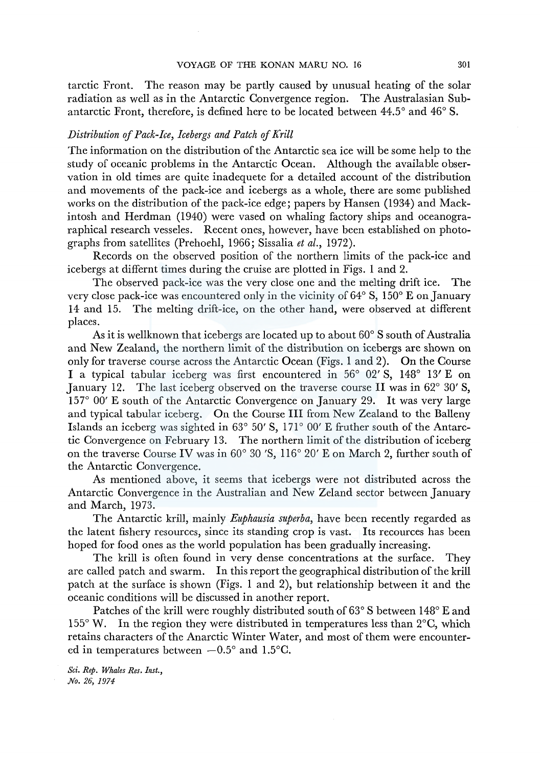tarctic Front. The reason may be partly caused by unusual heating of the solar radiation as well as in the Antarctic Convergence region. The Australasian Subantarctic Front, therefore, is defined here to be located between 44.5° and 46° S.

### *Distribution of Pack-Ice, Icebergs and Patch of Krill*

The information on the distribution of the Antarctic sea ice will be some help to the study of oceanic problems in the Antarctic Ocean. Although the available obser­vation in old times are quite inadequete for a detailed account of the distribution and movements of the pack-ice and icebergs as a whole, there are some published works on the distribution of the pack-ice edge; papers by Hansen (1934) and Mack­intosh and Herdman (1940) were vased on whaling factory ships and oceanogra­raphical research vesseles. Recent ones, however, have been established on photo­graphs from satellites (Prehoehl, 1966; Sissalia *et al.*, 1972).

Records on the observed position of the northern limits of the pack-ice and icebergs at differnt times during the cruise are plotted in Figs. 1 and 2.

The observed pack-ice was the very close one and the melting drift ice. The very close pack-ice was encountered only in the vicinity of 64° S, 150° E on January 14 and 15. The melting drift-ice, on the other hand, were observed at different places.

As it is wellknown that icebergs are located up to about 60° S south of Australia and New Zealand, the northern limit of the distribution on icebergs are shown on only for traverse course across the Antarctic Ocean (Figs. 1 and 2). On the Course I a typical tabular iceberg was first encountered in 56° 02′ S, 148° 13′ E on January 12. The last iceberg observed on the traverse course II was in 62° 30′ S, 157° 00′ E south of the Antarctic Convergence on January 29. It was very large and typical tabular iceberg. On the Course III from New Zealand to the Balleny Islands an iceberg was sighted in 63° 50′ S, 171° 00′ E fruther south of the Antarc­tic Convergence on February 13. The northern limit of the distribution of iceberg on the traverse Course IV was in 60° 30 ′S, 116° 20′ E on March 2, further south of the Antarctic Convergence.

As mentioned above, it seems that icebergs were not distributed across the Antarctic Convergence in the Australian and New Zeland sector between January and March, 1973.

The Antarctic krill, mainly *Euphausia superba*, have been recently regarded as the latent fishery resources, since its standing crop is vast. Its recources has been hoped for food ones as the world population has been gradually increasing.

The krill is often found in very dense concentrations at the surface. They are called patch and swarm. In this report the geographical distribution of the krill patch at the surface is shown (Figs. 1 and 2), but relationship between it and the oceanic conditions will be discussed in another report.

Patches of the krill were roughly distributed south of 63° S between 148° E and 155° W. In the region they were distributed in temperatures less than 2°C, which retains characters of the Anarctic Winter Water, and most of them were encounter­ed in temperatures between −0.5° and 1.5°C.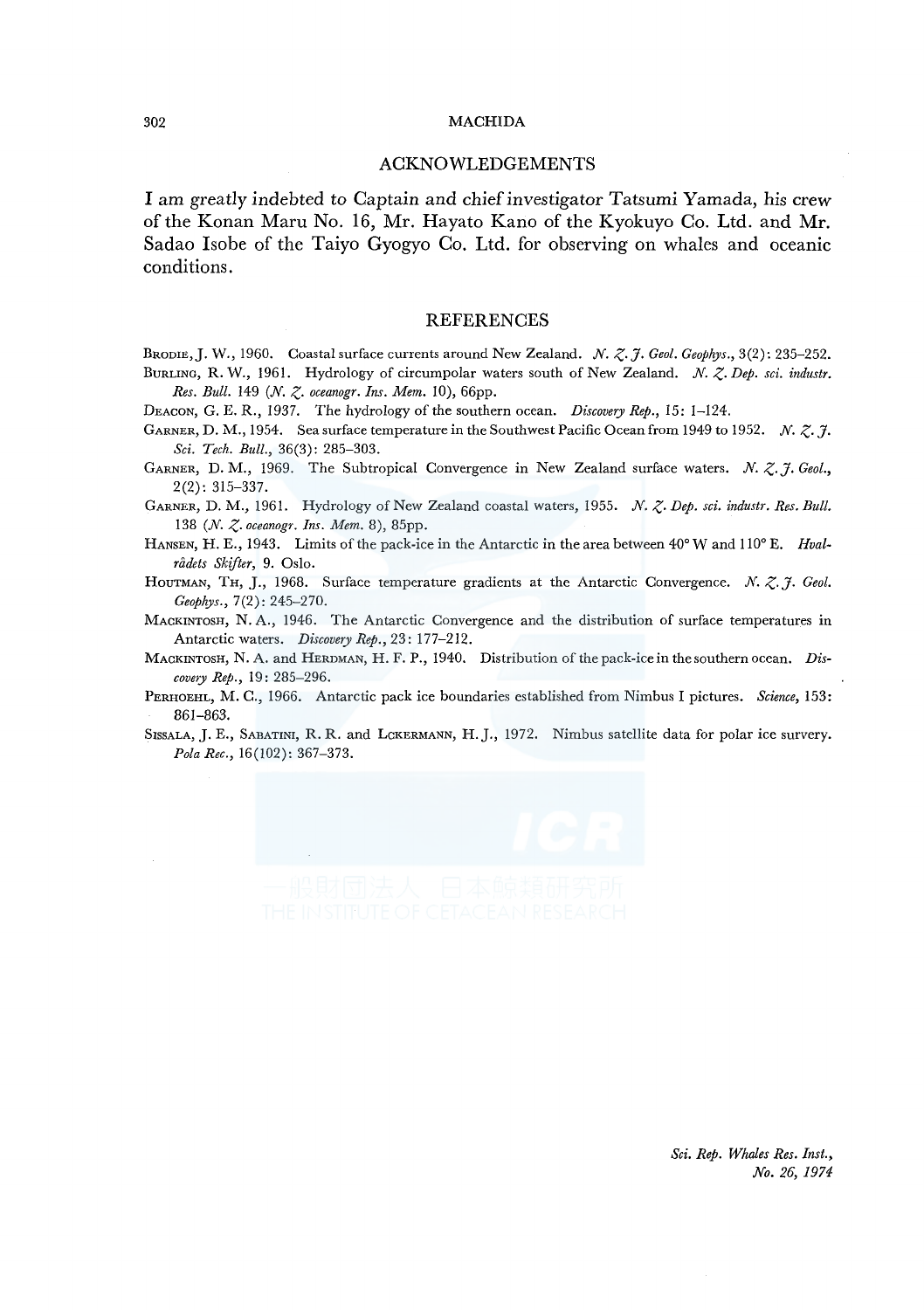## ACKNOWLEDGEMENTS

I am greatly indebted to Captain and chief investigator Tatsumi Yamada, his crew of the Konan Maru No. 16, Mr. Hayato Kano of the Kyokuyo Co. Ltd. and Mr. Sadao Isobe of the Taiyo Gyogyo Co. Ltd. for observing on whales and oceanic conditions.

## REFERENCES

Brodie, J. W., 1960. Coastal surface currents around New Zealand. *N. Z. J. Geol. Geophys.*, 3(2): 235–252.

Burling, R. W., 1961. Hydrology of circumpolar waters south of New Zealand. *N. Z. Dep. sci. industr. Res. Bull.* 149 (*N. Z. oceanogr. Ins. Mem.* 10), 66pp.

Deacon, G. E. R., 1937. The hydrology of the southern ocean. *Discovery Rep.*, 15: 1–124.

Garner, D. M., 1954. Sea surface temperature in the Southwest Pacific Ocean from 1949 to 1952. *N. Z. J. Sci. Tech. Bull.*, 36(3): 285–303.

Garner, D. M., 1969. The Subtropical Convergence in New Zealand surface waters. *N. Z. J. Geol.*, 2(2): 315–337.

Garner, D. M., 1961. Hydrology of New Zealand coastal waters, 1955. *N. Z. Dep. sci. industr. Res. Bull.* 138 (*N. Z. oceanogr. Ins. Mem.* 8), 85pp.

Hansen, H. E., 1943. Limits of the pack-ice in the Antarctic in the area between 40° W and 110° E. *Hvalrådets Skifter*, 9. Oslo.

Houtman, Th, J., 1968. Surface temperature gradients at the Antarctic Convergence. *N. Z. J. Geol. Geophys.*, 7(2): 245–270.

Mackintosh, N. A., 1946. The Antarctic Convergence and the distribution of surface temperatures in Antarctic waters. *Discovery Rep.*, 23: 177–212.

Mackintosh, N. A. and Herdman, H. F. P., 1940. Distribution of the pack-ice in the southern ocean. *Discovery Rep.*, 19: 285–296.

Perhoehl, M. C., 1966. Antarctic pack ice boundaries established from Nimbus I pictures. *Science*, 153: 861–863.

Sissala, J. E., Sabatini, R. R. and Lckermann, H. J., 1972. Nimbus satellite data for polar ice survery. *Pola Rec.*, 16(102): 367–373.